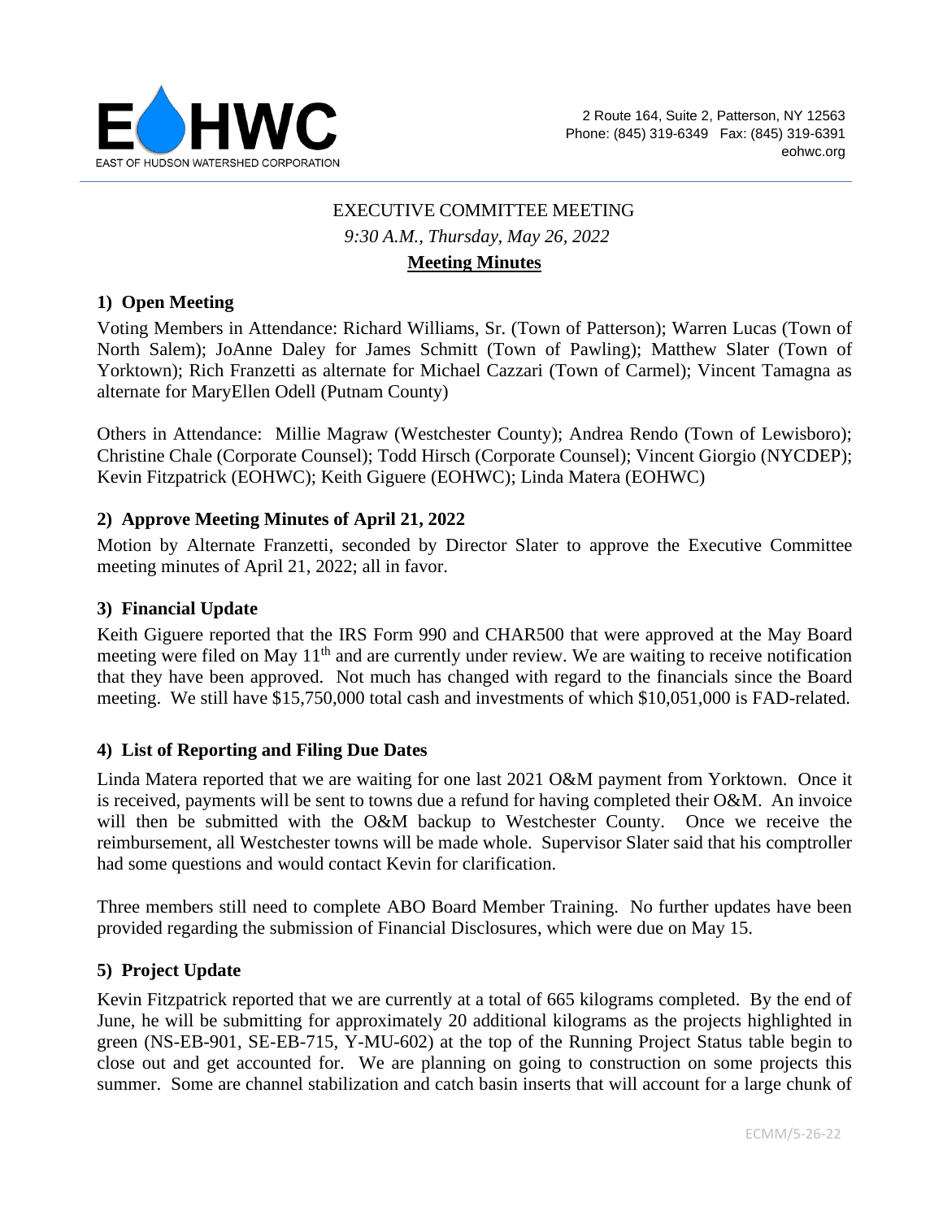EAST OF HUDSON WATERSHED CORPORATION

2 Route 164, Suite 2, Patterson, NY 12563
Phone: (845) 319-6349 Fax: (845) 319-6391
eohwc.org

EXECUTIVE COMMITTEE MEETING

*9:30 A.M., Thursday, May 26, 2022*

**Meeting Minutes**

## 1) Open Meeting

Voting Members in Attendance: Richard Williams, Sr. (Town of Patterson); Warren Lucas (Town of North Salem); JoAnne Daley for James Schmitt (Town of Pawling); Matthew Slater (Town of Yorktown); Rich Franzetti as alternate for Michael Cazzari (Town of Carmel); Vincent Tamagna as alternate for MaryEllen Odell (Putnam County)

Others in Attendance: Millie Magraw (Westchester County); Andrea Rendo (Town of Lewisboro); Christine Chale (Corporate Counsel); Todd Hirsch (Corporate Counsel); Vincent Giorgio (NYCDEP); Kevin Fitzpatrick (EOHWC); Keith Giguere (EOHWC); Linda Matera (EOHWC)

## 2) Approve Meeting Minutes of April 21, 2022

Motion by Alternate Franzetti, seconded by Director Slater to approve the Executive Committee meeting minutes of April 21, 2022; all in favor.

## 3) Financial Update

Keith Giguere reported that the IRS Form 990 and CHAR500 that were approved at the May Board meeting were filed on May 11th and are currently under review. We are waiting to receive notification that they have been approved. Not much has changed with regard to the financials since the Board meeting. We still have $15,750,000 total cash and investments of which $10,051,000 is FAD-related.

## 4) List of Reporting and Filing Due Dates

Linda Matera reported that we are waiting for one last 2021 O&M payment from Yorktown. Once it is received, payments will be sent to towns due a refund for having completed their O&M. An invoice will then be submitted with the O&M backup to Westchester County. Once we receive the reimbursement, all Westchester towns will be made whole. Supervisor Slater said that his comptroller had some questions and would contact Kevin for clarification.

Three members still need to complete ABO Board Member Training. No further updates have been provided regarding the submission of Financial Disclosures, which were due on May 15.

## 5) Project Update

Kevin Fitzpatrick reported that we are currently at a total of 665 kilograms completed. By the end of June, he will be submitting for approximately 20 additional kilograms as the projects highlighted in green (NS-EB-901, SE-EB-715, Y-MU-602) at the top of the Running Project Status table begin to close out and get accounted for. We are planning on going to construction on some projects this summer. Some are channel stabilization and catch basin inserts that will account for a large chunk of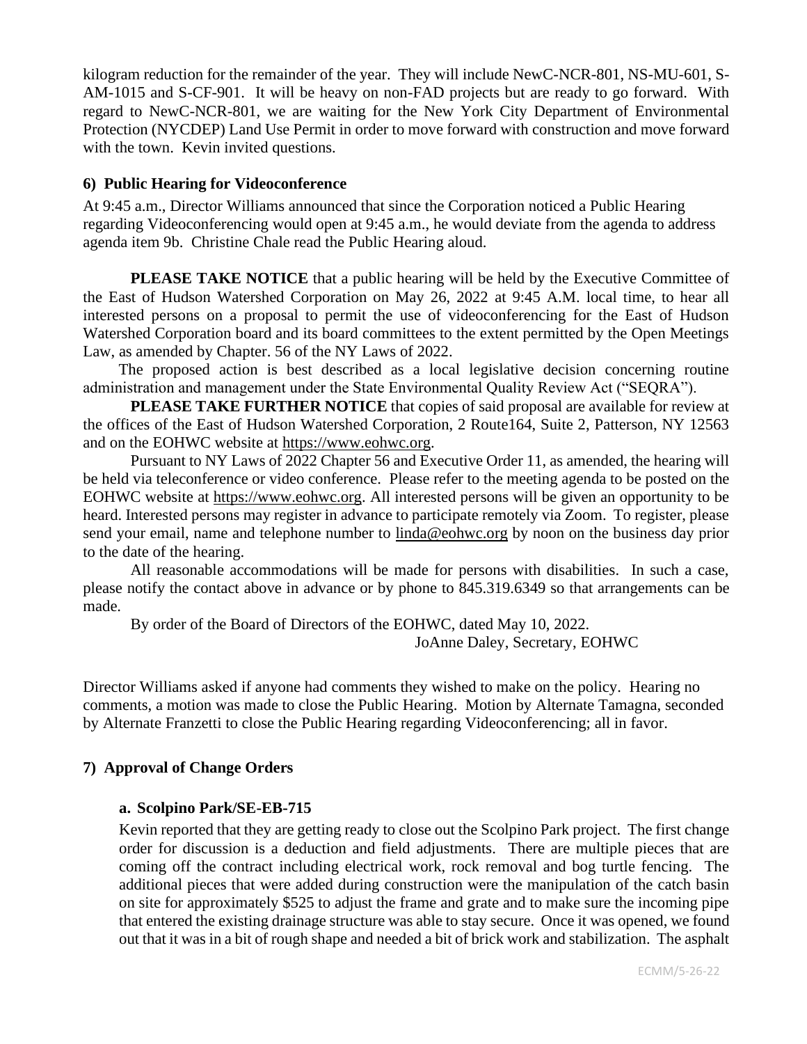kilogram reduction for the remainder of the year. They will include NewC-NCR-801, NS-MU-601, S-AM-1015 and S-CF-901. It will be heavy on non-FAD projects but are ready to go forward. With regard to NewC-NCR-801, we are waiting for the New York City Department of Environmental Protection (NYCDEP) Land Use Permit in order to move forward with construction and move forward with the town. Kevin invited questions.

### 6) Public Hearing for Videoconference

At 9:45 a.m., Director Williams announced that since the Corporation noticed a Public Hearing regarding Videoconferencing would open at 9:45 a.m., he would deviate from the agenda to address agenda item 9b. Christine Chale read the Public Hearing aloud.

**PLEASE TAKE NOTICE** that a public hearing will be held by the Executive Committee of the East of Hudson Watershed Corporation on May 26, 2022 at 9:45 A.M. local time, to hear all interested persons on a proposal to permit the use of videoconferencing for the East of Hudson Watershed Corporation board and its board committees to the extent permitted by the Open Meetings Law, as amended by Chapter. 56 of the NY Laws of 2022.

The proposed action is best described as a local legislative decision concerning routine administration and management under the State Environmental Quality Review Act ("SEQRA").

**PLEASE TAKE FURTHER NOTICE** that copies of said proposal are available for review at the offices of the East of Hudson Watershed Corporation, 2 Route164, Suite 2, Patterson, NY 12563 and on the EOHWC website at https://www.eohwc.org.

Pursuant to NY Laws of 2022 Chapter 56 and Executive Order 11, as amended, the hearing will be held via teleconference or video conference. Please refer to the meeting agenda to be posted on the EOHWC website at https://www.eohwc.org. All interested persons will be given an opportunity to be heard. Interested persons may register in advance to participate remotely via Zoom. To register, please send your email, name and telephone number to linda@eohwc.org by noon on the business day prior to the date of the hearing.

All reasonable accommodations will be made for persons with disabilities. In such a case, please notify the contact above in advance or by phone to 845.319.6349 so that arrangements can be made.

By order of the Board of Directors of the EOHWC, dated May 10, 2022.

JoAnne Daley, Secretary, EOHWC

Director Williams asked if anyone had comments they wished to make on the policy. Hearing no comments, a motion was made to close the Public Hearing. Motion by Alternate Tamagna, seconded by Alternate Franzetti to close the Public Hearing regarding Videoconferencing; all in favor.

### 7) Approval of Change Orders

#### a. Scolpino Park/SE-EB-715

Kevin reported that they are getting ready to close out the Scolpino Park project. The first change order for discussion is a deduction and field adjustments. There are multiple pieces that are coming off the contract including electrical work, rock removal and bog turtle fencing. The additional pieces that were added during construction were the manipulation of the catch basin on site for approximately $525 to adjust the frame and grate and to make sure the incoming pipe that entered the existing drainage structure was able to stay secure. Once it was opened, we found out that it was in a bit of rough shape and needed a bit of brick work and stabilization. The asphalt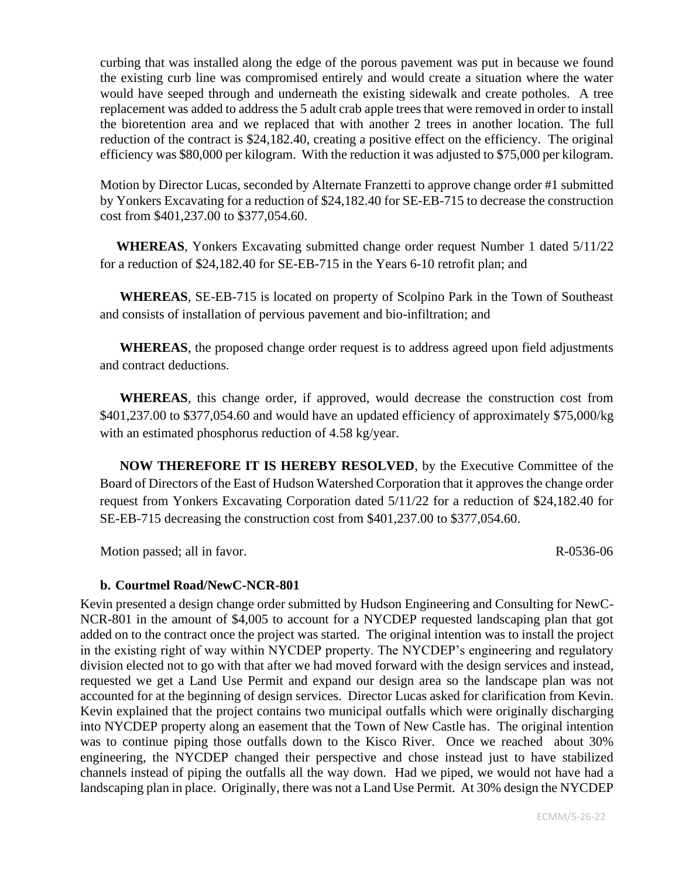curbing that was installed along the edge of the porous pavement was put in because we found the existing curb line was compromised entirely and would create a situation where the water would have seeped through and underneath the existing sidewalk and create potholes. A tree replacement was added to address the 5 adult crab apple trees that were removed in order to install the bioretention area and we replaced that with another 2 trees in another location. The full reduction of the contract is $24,182.40, creating a positive effect on the efficiency. The original efficiency was $80,000 per kilogram. With the reduction it was adjusted to $75,000 per kilogram.

Motion by Director Lucas, seconded by Alternate Franzetti to approve change order #1 submitted by Yonkers Excavating for a reduction of $24,182.40 for SE-EB-715 to decrease the construction cost from $401,237.00 to $377,054.60.

**WHEREAS**, Yonkers Excavating submitted change order request Number 1 dated 5/11/22 for a reduction of $24,182.40 for SE-EB-715 in the Years 6-10 retrofit plan; and

**WHEREAS**, SE-EB-715 is located on property of Scolpino Park in the Town of Southeast and consists of installation of pervious pavement and bio-infiltration; and

**WHEREAS**, the proposed change order request is to address agreed upon field adjustments and contract deductions.

**WHEREAS**, this change order, if approved, would decrease the construction cost from $401,237.00 to $377,054.60 and would have an updated efficiency of approximately $75,000/kg with an estimated phosphorus reduction of 4.58 kg/year.

**NOW THEREFORE IT IS HEREBY RESOLVED**, by the Executive Committee of the Board of Directors of the East of Hudson Watershed Corporation that it approves the change order request from Yonkers Excavating Corporation dated 5/11/22 for a reduction of $24,182.40 for SE-EB-715 decreasing the construction cost from $401,237.00 to $377,054.60.

Motion passed; all in favor. R-0536-06

### b. Courtmel Road/NewC-NCR-801

Kevin presented a design change order submitted by Hudson Engineering and Consulting for NewC-NCR-801 in the amount of $4,005 to account for a NYCDEP requested landscaping plan that got added on to the contract once the project was started. The original intention was to install the project in the existing right of way within NYCDEP property. The NYCDEP's engineering and regulatory division elected not to go with that after we had moved forward with the design services and instead, requested we get a Land Use Permit and expand our design area so the landscape plan was not accounted for at the beginning of design services. Director Lucas asked for clarification from Kevin. Kevin explained that the project contains two municipal outfalls which were originally discharging into NYCDEP property along an easement that the Town of New Castle has. The original intention was to continue piping those outfalls down to the Kisco River. Once we reached about 30% engineering, the NYCDEP changed their perspective and chose instead just to have stabilized channels instead of piping the outfalls all the way down. Had we piped, we would not have had a landscaping plan in place. Originally, there was not a Land Use Permit. At 30% design the NYCDEP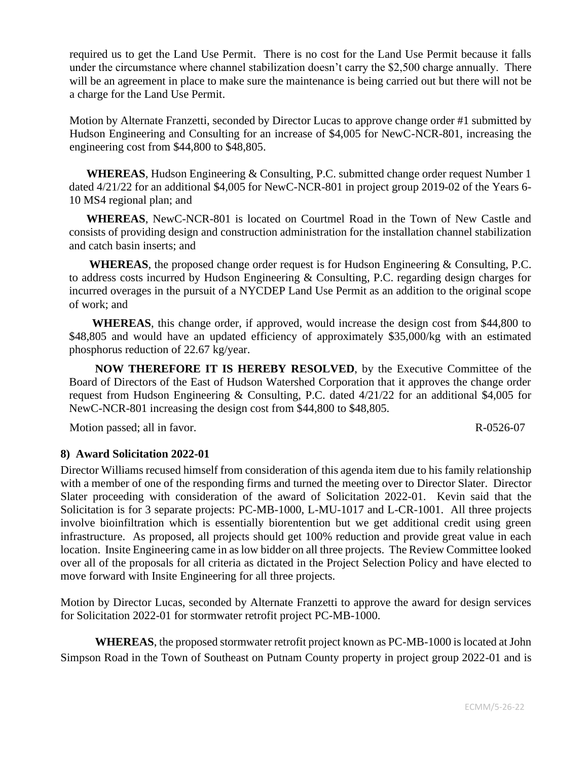required us to get the Land Use Permit. There is no cost for the Land Use Permit because it falls under the circumstance where channel stabilization doesn't carry the $2,500 charge annually. There will be an agreement in place to make sure the maintenance is being carried out but there will not be a charge for the Land Use Permit.

Motion by Alternate Franzetti, seconded by Director Lucas to approve change order #1 submitted by Hudson Engineering and Consulting for an increase of $4,005 for NewC-NCR-801, increasing the engineering cost from $44,800 to $48,805.

**WHEREAS**, Hudson Engineering & Consulting, P.C. submitted change order request Number 1 dated 4/21/22 for an additional $4,005 for NewC-NCR-801 in project group 2019-02 of the Years 6-10 MS4 regional plan; and

**WHEREAS**, NewC-NCR-801 is located on Courtmel Road in the Town of New Castle and consists of providing design and construction administration for the installation channel stabilization and catch basin inserts; and

**WHEREAS**, the proposed change order request is for Hudson Engineering & Consulting, P.C. to address costs incurred by Hudson Engineering & Consulting, P.C. regarding design charges for incurred overages in the pursuit of a NYCDEP Land Use Permit as an addition to the original scope of work; and

**WHEREAS**, this change order, if approved, would increase the design cost from $44,800 to $48,805 and would have an updated efficiency of approximately $35,000/kg with an estimated phosphorus reduction of 22.67 kg/year.

**NOW THEREFORE IT IS HEREBY RESOLVED**, by the Executive Committee of the Board of Directors of the East of Hudson Watershed Corporation that it approves the change order request from Hudson Engineering & Consulting, P.C. dated 4/21/22 for an additional $4,005 for NewC-NCR-801 increasing the design cost from $44,800 to $48,805.

Motion passed; all in favor. R-0526-07

## 8) Award Solicitation 2022-01

Director Williams recused himself from consideration of this agenda item due to his family relationship with a member of one of the responding firms and turned the meeting over to Director Slater. Director Slater proceeding with consideration of the award of Solicitation 2022-01. Kevin said that the Solicitation is for 3 separate projects: PC-MB-1000, L-MU-1017 and L-CR-1001. All three projects involve bioinfiltration which is essentially biorentention but we get additional credit using green infrastructure. As proposed, all projects should get 100% reduction and provide great value in each location. Insite Engineering came in as low bidder on all three projects. The Review Committee looked over all of the proposals for all criteria as dictated in the Project Selection Policy and have elected to move forward with Insite Engineering for all three projects.

Motion by Director Lucas, seconded by Alternate Franzetti to approve the award for design services for Solicitation 2022-01 for stormwater retrofit project PC-MB-1000.

**WHEREAS**, the proposed stormwater retrofit project known as PC-MB-1000 is located at John Simpson Road in the Town of Southeast on Putnam County property in project group 2022-01 and is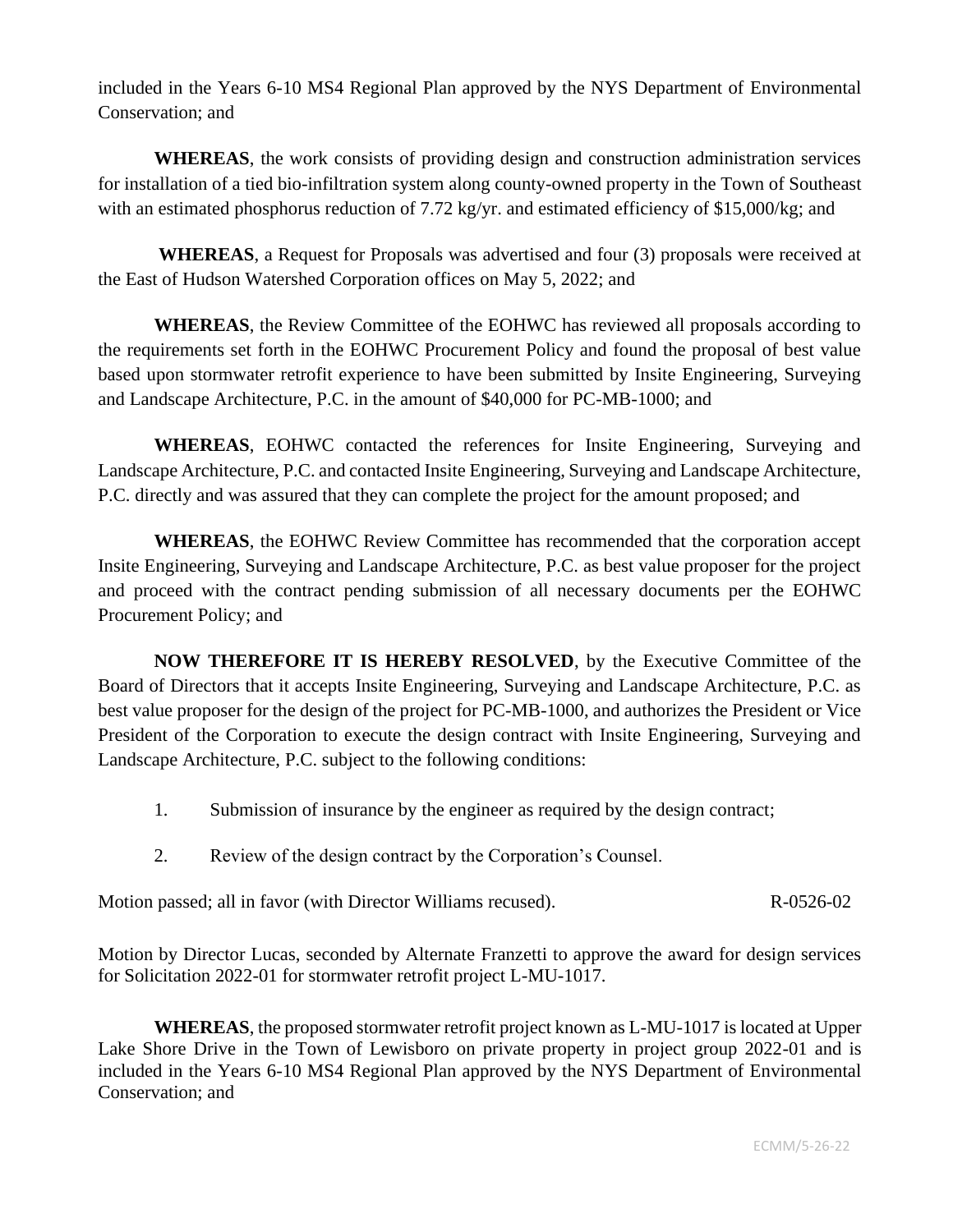included in the Years 6-10 MS4 Regional Plan approved by the NYS Department of Environmental Conservation; and

**WHEREAS**, the work consists of providing design and construction administration services for installation of a tied bio-infiltration system along county-owned property in the Town of Southeast with an estimated phosphorus reduction of 7.72 kg/yr. and estimated efficiency of $15,000/kg; and

**WHEREAS**, a Request for Proposals was advertised and four (3) proposals were received at the East of Hudson Watershed Corporation offices on May 5, 2022; and

**WHEREAS**, the Review Committee of the EOHWC has reviewed all proposals according to the requirements set forth in the EOHWC Procurement Policy and found the proposal of best value based upon stormwater retrofit experience to have been submitted by Insite Engineering, Surveying and Landscape Architecture, P.C. in the amount of $40,000 for PC-MB-1000; and

**WHEREAS**, EOHWC contacted the references for Insite Engineering, Surveying and Landscape Architecture, P.C. and contacted Insite Engineering, Surveying and Landscape Architecture, P.C. directly and was assured that they can complete the project for the amount proposed; and

**WHEREAS**, the EOHWC Review Committee has recommended that the corporation accept Insite Engineering, Surveying and Landscape Architecture, P.C. as best value proposer for the project and proceed with the contract pending submission of all necessary documents per the EOHWC Procurement Policy; and

**NOW THEREFORE IT IS HEREBY RESOLVED**, by the Executive Committee of the Board of Directors that it accepts Insite Engineering, Surveying and Landscape Architecture, P.C. as best value proposer for the design of the project for PC-MB-1000, and authorizes the President or Vice President of the Corporation to execute the design contract with Insite Engineering, Surveying and Landscape Architecture, P.C. subject to the following conditions:

1. Submission of insurance by the engineer as required by the design contract;
2. Review of the design contract by the Corporation's Counsel.

Motion passed; all in favor (with Director Williams recused). R-0526-02

Motion by Director Lucas, seconded by Alternate Franzetti to approve the award for design services for Solicitation 2022-01 for stormwater retrofit project L-MU-1017.

**WHEREAS**, the proposed stormwater retrofit project known as L-MU-1017 is located at Upper Lake Shore Drive in the Town of Lewisboro on private property in project group 2022-01 and is included in the Years 6-10 MS4 Regional Plan approved by the NYS Department of Environmental Conservation; and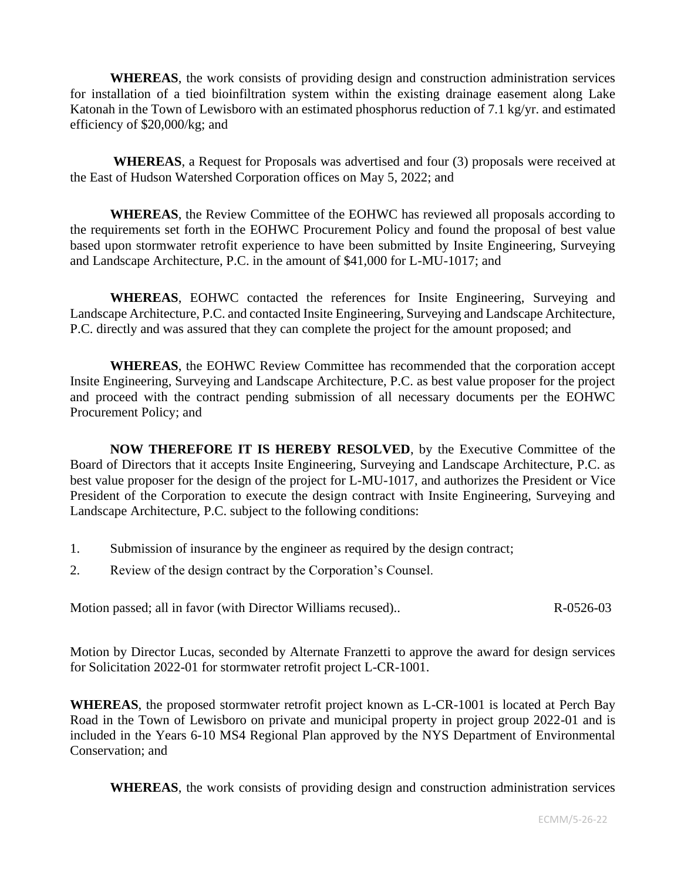**WHEREAS**, the work consists of providing design and construction administration services for installation of a tied bioinfiltration system within the existing drainage easement along Lake Katonah in the Town of Lewisboro with an estimated phosphorus reduction of 7.1 kg/yr. and estimated efficiency of $20,000/kg; and

**WHEREAS**, a Request for Proposals was advertised and four (3) proposals were received at the East of Hudson Watershed Corporation offices on May 5, 2022; and

**WHEREAS**, the Review Committee of the EOHWC has reviewed all proposals according to the requirements set forth in the EOHWC Procurement Policy and found the proposal of best value based upon stormwater retrofit experience to have been submitted by Insite Engineering, Surveying and Landscape Architecture, P.C. in the amount of $41,000 for L-MU-1017; and

**WHEREAS**, EOHWC contacted the references for Insite Engineering, Surveying and Landscape Architecture, P.C. and contacted Insite Engineering, Surveying and Landscape Architecture, P.C. directly and was assured that they can complete the project for the amount proposed; and

**WHEREAS**, the EOHWC Review Committee has recommended that the corporation accept Insite Engineering, Surveying and Landscape Architecture, P.C. as best value proposer for the project and proceed with the contract pending submission of all necessary documents per the EOHWC Procurement Policy; and

**NOW THEREFORE IT IS HEREBY RESOLVED**, by the Executive Committee of the Board of Directors that it accepts Insite Engineering, Surveying and Landscape Architecture, P.C. as best value proposer for the design of the project for L-MU-1017, and authorizes the President or Vice President of the Corporation to execute the design contract with Insite Engineering, Surveying and Landscape Architecture, P.C. subject to the following conditions:

1. Submission of insurance by the engineer as required by the design contract;
2. Review of the design contract by the Corporation's Counsel.

Motion passed; all in favor (with Director Williams recused).. R-0526-03

Motion by Director Lucas, seconded by Alternate Franzetti to approve the award for design services for Solicitation 2022-01 for stormwater retrofit project L-CR-1001.

**WHEREAS**, the proposed stormwater retrofit project known as L-CR-1001 is located at Perch Bay Road in the Town of Lewisboro on private and municipal property in project group 2022-01 and is included in the Years 6-10 MS4 Regional Plan approved by the NYS Department of Environmental Conservation; and

**WHEREAS**, the work consists of providing design and construction administration services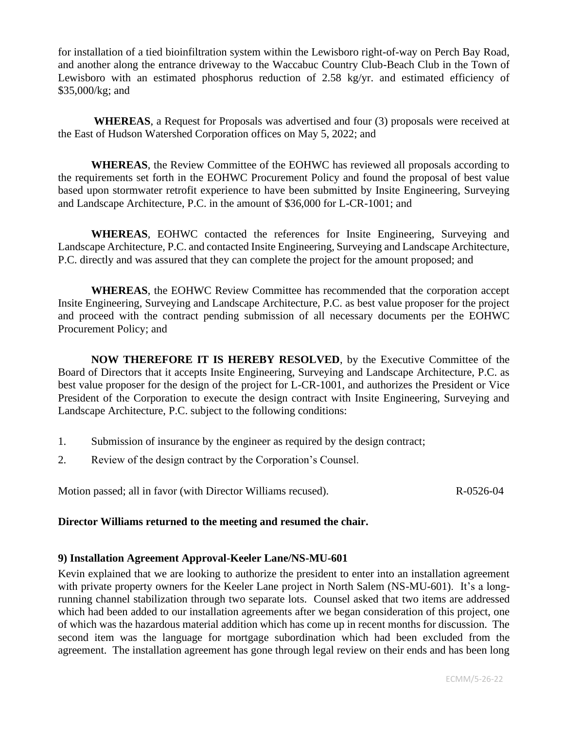for installation of a tied bioinfiltration system within the Lewisboro right-of-way on Perch Bay Road, and another along the entrance driveway to the Waccabuc Country Club-Beach Club in the Town of Lewisboro with an estimated phosphorus reduction of 2.58 kg/yr. and estimated efficiency of $35,000/kg; and

**WHEREAS**, a Request for Proposals was advertised and four (3) proposals were received at the East of Hudson Watershed Corporation offices on May 5, 2022; and

**WHEREAS**, the Review Committee of the EOHWC has reviewed all proposals according to the requirements set forth in the EOHWC Procurement Policy and found the proposal of best value based upon stormwater retrofit experience to have been submitted by Insite Engineering, Surveying and Landscape Architecture, P.C. in the amount of $36,000 for L-CR-1001; and

**WHEREAS**, EOHWC contacted the references for Insite Engineering, Surveying and Landscape Architecture, P.C. and contacted Insite Engineering, Surveying and Landscape Architecture, P.C. directly and was assured that they can complete the project for the amount proposed; and

**WHEREAS**, the EOHWC Review Committee has recommended that the corporation accept Insite Engineering, Surveying and Landscape Architecture, P.C. as best value proposer for the project and proceed with the contract pending submission of all necessary documents per the EOHWC Procurement Policy; and

**NOW THEREFORE IT IS HEREBY RESOLVED**, by the Executive Committee of the Board of Directors that it accepts Insite Engineering, Surveying and Landscape Architecture, P.C. as best value proposer for the design of the project for L-CR-1001, and authorizes the President or Vice President of the Corporation to execute the design contract with Insite Engineering, Surveying and Landscape Architecture, P.C. subject to the following conditions:

1. Submission of insurance by the engineer as required by the design contract;
2. Review of the design contract by the Corporation's Counsel.

Motion passed; all in favor (with Director Williams recused). R-0526-04

**Director Williams returned to the meeting and resumed the chair.**

**9) Installation Agreement Approval-Keeler Lane/NS-MU-601**

Kevin explained that we are looking to authorize the president to enter into an installation agreement with private property owners for the Keeler Lane project in North Salem (NS-MU-601). It's a long-running channel stabilization through two separate lots. Counsel asked that two items are addressed which had been added to our installation agreements after we began consideration of this project, one of which was the hazardous material addition which has come up in recent months for discussion. The second item was the language for mortgage subordination which had been excluded from the agreement. The installation agreement has gone through legal review on their ends and has been long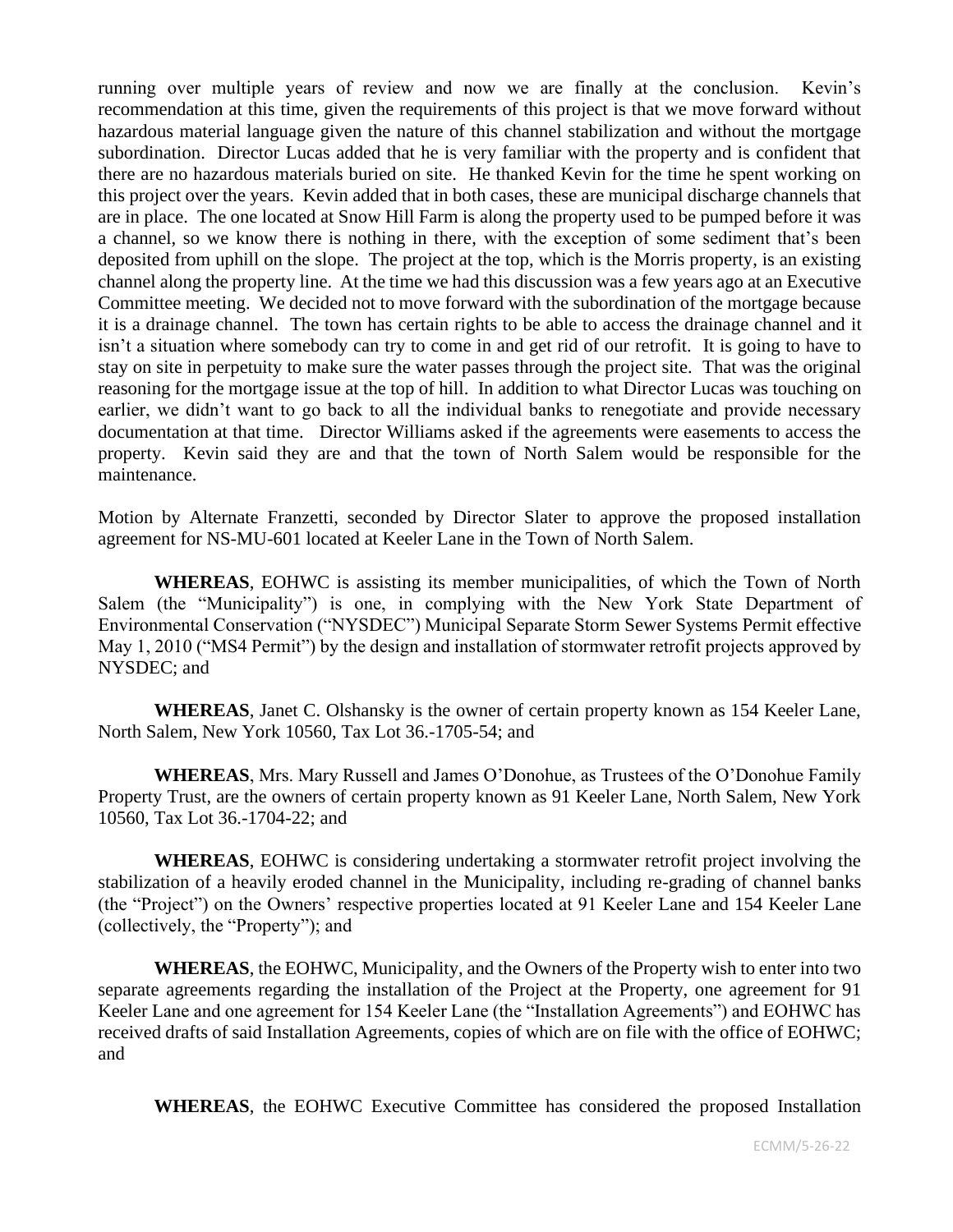running over multiple years of review and now we are finally at the conclusion. Kevin's recommendation at this time, given the requirements of this project is that we move forward without hazardous material language given the nature of this channel stabilization and without the mortgage subordination. Director Lucas added that he is very familiar with the property and is confident that there are no hazardous materials buried on site. He thanked Kevin for the time he spent working on this project over the years. Kevin added that in both cases, these are municipal discharge channels that are in place. The one located at Snow Hill Farm is along the property used to be pumped before it was a channel, so we know there is nothing in there, with the exception of some sediment that's been deposited from uphill on the slope. The project at the top, which is the Morris property, is an existing channel along the property line. At the time we had this discussion was a few years ago at an Executive Committee meeting. We decided not to move forward with the subordination of the mortgage because it is a drainage channel. The town has certain rights to be able to access the drainage channel and it isn't a situation where somebody can try to come in and get rid of our retrofit. It is going to have to stay on site in perpetuity to make sure the water passes through the project site. That was the original reasoning for the mortgage issue at the top of hill. In addition to what Director Lucas was touching on earlier, we didn't want to go back to all the individual banks to renegotiate and provide necessary documentation at that time. Director Williams asked if the agreements were easements to access the property. Kevin said they are and that the town of North Salem would be responsible for the maintenance.

Motion by Alternate Franzetti, seconded by Director Slater to approve the proposed installation agreement for NS-MU-601 located at Keeler Lane in the Town of North Salem.

**WHEREAS**, EOHWC is assisting its member municipalities, of which the Town of North Salem (the "Municipality") is one, in complying with the New York State Department of Environmental Conservation ("NYSDEC") Municipal Separate Storm Sewer Systems Permit effective May 1, 2010 ("MS4 Permit") by the design and installation of stormwater retrofit projects approved by NYSDEC; and

**WHEREAS**, Janet C. Olshansky is the owner of certain property known as 154 Keeler Lane, North Salem, New York 10560, Tax Lot 36.-1705-54; and

**WHEREAS**, Mrs. Mary Russell and James O'Donohue, as Trustees of the O'Donohue Family Property Trust, are the owners of certain property known as 91 Keeler Lane, North Salem, New York 10560, Tax Lot 36.-1704-22; and

**WHEREAS**, EOHWC is considering undertaking a stormwater retrofit project involving the stabilization of a heavily eroded channel in the Municipality, including re-grading of channel banks (the "Project") on the Owners' respective properties located at 91 Keeler Lane and 154 Keeler Lane (collectively, the "Property"); and

**WHEREAS**, the EOHWC, Municipality, and the Owners of the Property wish to enter into two separate agreements regarding the installation of the Project at the Property, one agreement for 91 Keeler Lane and one agreement for 154 Keeler Lane (the "Installation Agreements") and EOHWC has received drafts of said Installation Agreements, copies of which are on file with the office of EOHWC; and

**WHEREAS**, the EOHWC Executive Committee has considered the proposed Installation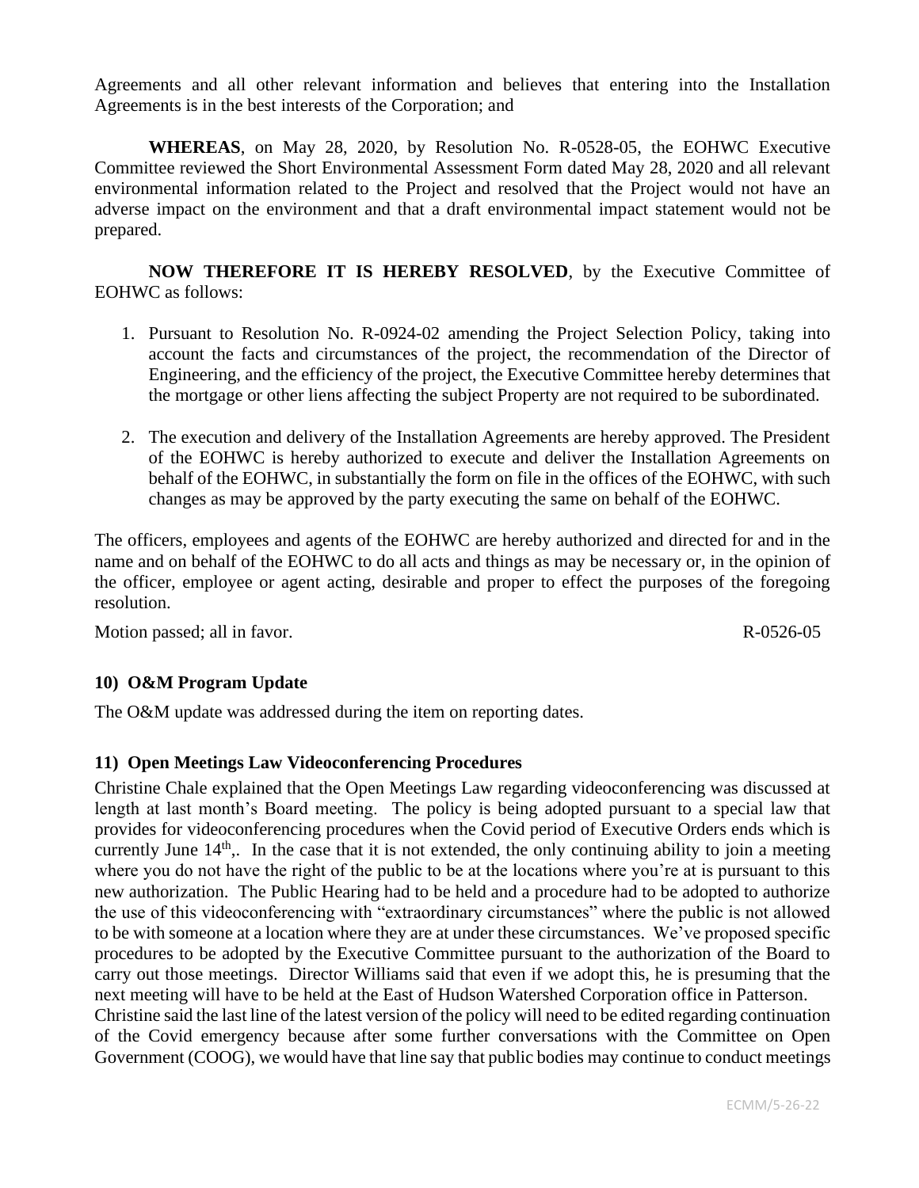Agreements and all other relevant information and believes that entering into the Installation Agreements is in the best interests of the Corporation; and

**WHEREAS**, on May 28, 2020, by Resolution No. R-0528-05, the EOHWC Executive Committee reviewed the Short Environmental Assessment Form dated May 28, 2020 and all relevant environmental information related to the Project and resolved that the Project would not have an adverse impact on the environment and that a draft environmental impact statement would not be prepared.

**NOW THEREFORE IT IS HEREBY RESOLVED**, by the Executive Committee of EOHWC as follows:

1. Pursuant to Resolution No. R-0924-02 amending the Project Selection Policy, taking into account the facts and circumstances of the project, the recommendation of the Director of Engineering, and the efficiency of the project, the Executive Committee hereby determines that the mortgage or other liens affecting the subject Property are not required to be subordinated.
2. The execution and delivery of the Installation Agreements are hereby approved. The President of the EOHWC is hereby authorized to execute and deliver the Installation Agreements on behalf of the EOHWC, in substantially the form on file in the offices of the EOHWC, with such changes as may be approved by the party executing the same on behalf of the EOHWC.

The officers, employees and agents of the EOHWC are hereby authorized and directed for and in the name and on behalf of the EOHWC to do all acts and things as may be necessary or, in the opinion of the officer, employee or agent acting, desirable and proper to effect the purposes of the foregoing resolution.

Motion passed; all in favor. R-0526-05

### 10) O&M Program Update

The O&M update was addressed during the item on reporting dates.

### 11) Open Meetings Law Videoconferencing Procedures

Christine Chale explained that the Open Meetings Law regarding videoconferencing was discussed at length at last month's Board meeting. The policy is being adopted pursuant to a special law that provides for videoconferencing procedures when the Covid period of Executive Orders ends which is currently June 14th,. In the case that it is not extended, the only continuing ability to join a meeting where you do not have the right of the public to be at the locations where you're at is pursuant to this new authorization. The Public Hearing had to be held and a procedure had to be adopted to authorize the use of this videoconferencing with "extraordinary circumstances" where the public is not allowed to be with someone at a location where they are at under these circumstances. We've proposed specific procedures to be adopted by the Executive Committee pursuant to the authorization of the Board to carry out those meetings. Director Williams said that even if we adopt this, he is presuming that the next meeting will have to be held at the East of Hudson Watershed Corporation office in Patterson.

Christine said the last line of the latest version of the policy will need to be edited regarding continuation of the Covid emergency because after some further conversations with the Committee on Open Government (COOG), we would have that line say that public bodies may continue to conduct meetings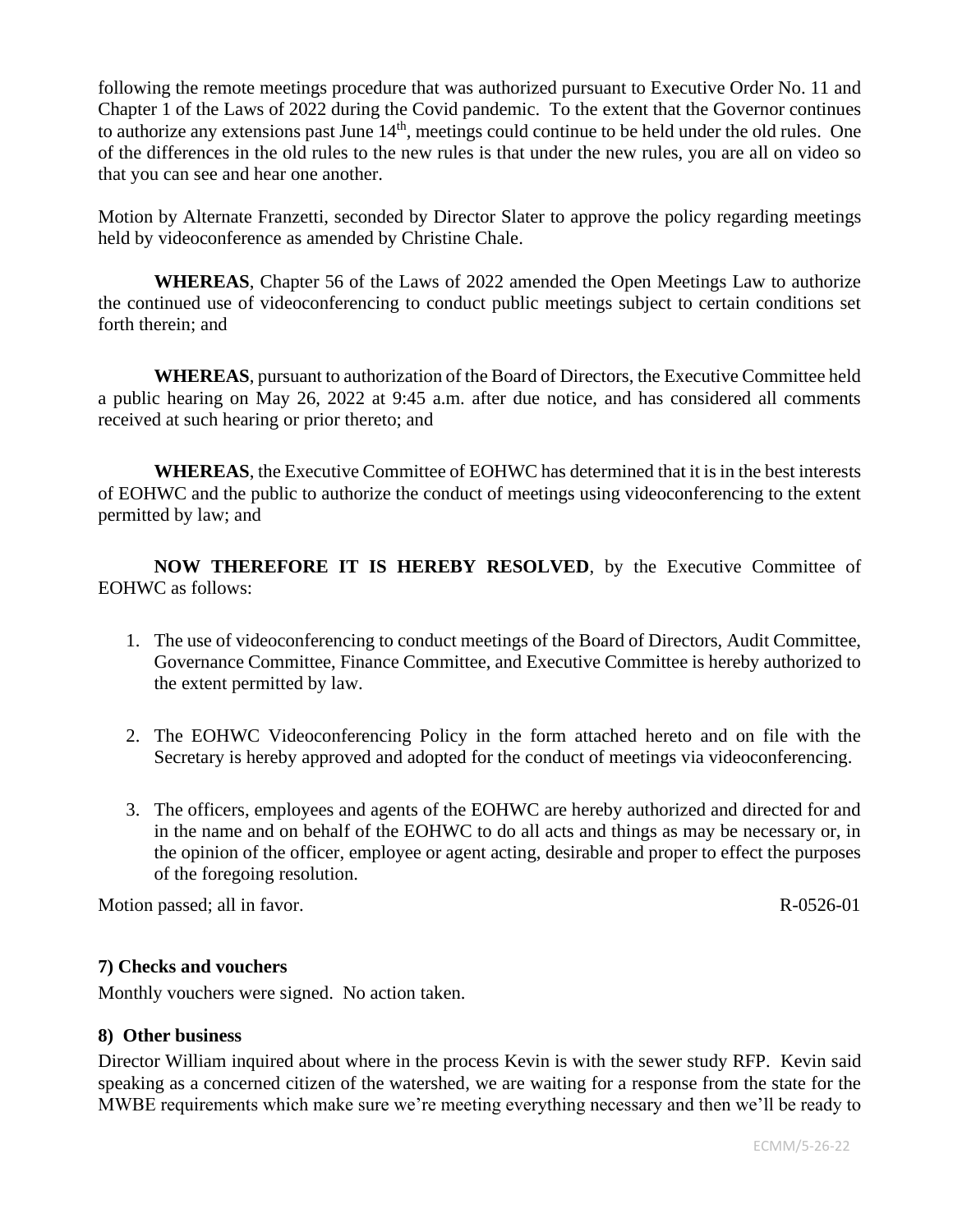following the remote meetings procedure that was authorized pursuant to Executive Order No. 11 and Chapter 1 of the Laws of 2022 during the Covid pandemic. To the extent that the Governor continues to authorize any extensions past June 14th, meetings could continue to be held under the old rules. One of the differences in the old rules to the new rules is that under the new rules, you are all on video so that you can see and hear one another.

Motion by Alternate Franzetti, seconded by Director Slater to approve the policy regarding meetings held by videoconference as amended by Christine Chale.

**WHEREAS**, Chapter 56 of the Laws of 2022 amended the Open Meetings Law to authorize the continued use of videoconferencing to conduct public meetings subject to certain conditions set forth therein; and

**WHEREAS**, pursuant to authorization of the Board of Directors, the Executive Committee held a public hearing on May 26, 2022 at 9:45 a.m. after due notice, and has considered all comments received at such hearing or prior thereto; and

**WHEREAS**, the Executive Committee of EOHWC has determined that it is in the best interests of EOHWC and the public to authorize the conduct of meetings using videoconferencing to the extent permitted by law; and

**NOW THEREFORE IT IS HEREBY RESOLVED**, by the Executive Committee of EOHWC as follows:

1. The use of videoconferencing to conduct meetings of the Board of Directors, Audit Committee, Governance Committee, Finance Committee, and Executive Committee is hereby authorized to the extent permitted by law.
2. The EOHWC Videoconferencing Policy in the form attached hereto and on file with the Secretary is hereby approved and adopted for the conduct of meetings via videoconferencing.
3. The officers, employees and agents of the EOHWC are hereby authorized and directed for and in the name and on behalf of the EOHWC to do all acts and things as may be necessary or, in the opinion of the officer, employee or agent acting, desirable and proper to effect the purposes of the foregoing resolution.

Motion passed; all in favor. R-0526-01

**7) Checks and vouchers**

Monthly vouchers were signed. No action taken.

**8) Other business**

Director William inquired about where in the process Kevin is with the sewer study RFP. Kevin said speaking as a concerned citizen of the watershed, we are waiting for a response from the state for the MWBE requirements which make sure we're meeting everything necessary and then we'll be ready to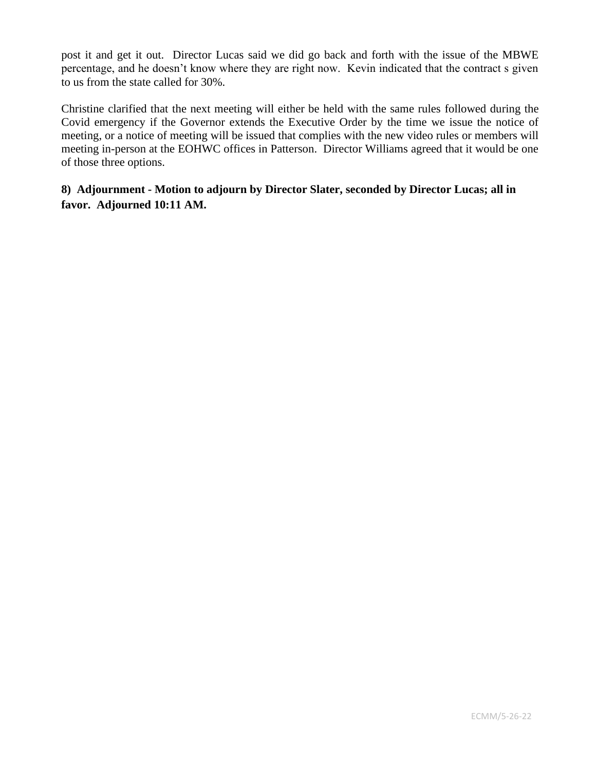post it and get it out. Director Lucas said we did go back and forth with the issue of the MBWE percentage, and he doesn't know where they are right now. Kevin indicated that the contract s given to us from the state called for 30%.

Christine clarified that the next meeting will either be held with the same rules followed during the Covid emergency if the Governor extends the Executive Order by the time we issue the notice of meeting, or a notice of meeting will be issued that complies with the new video rules or members will meeting in-person at the EOHWC offices in Patterson. Director Williams agreed that it would be one of those three options.

**8) Adjournment - Motion to adjourn by Director Slater, seconded by Director Lucas; all in favor. Adjourned 10:11 AM.**